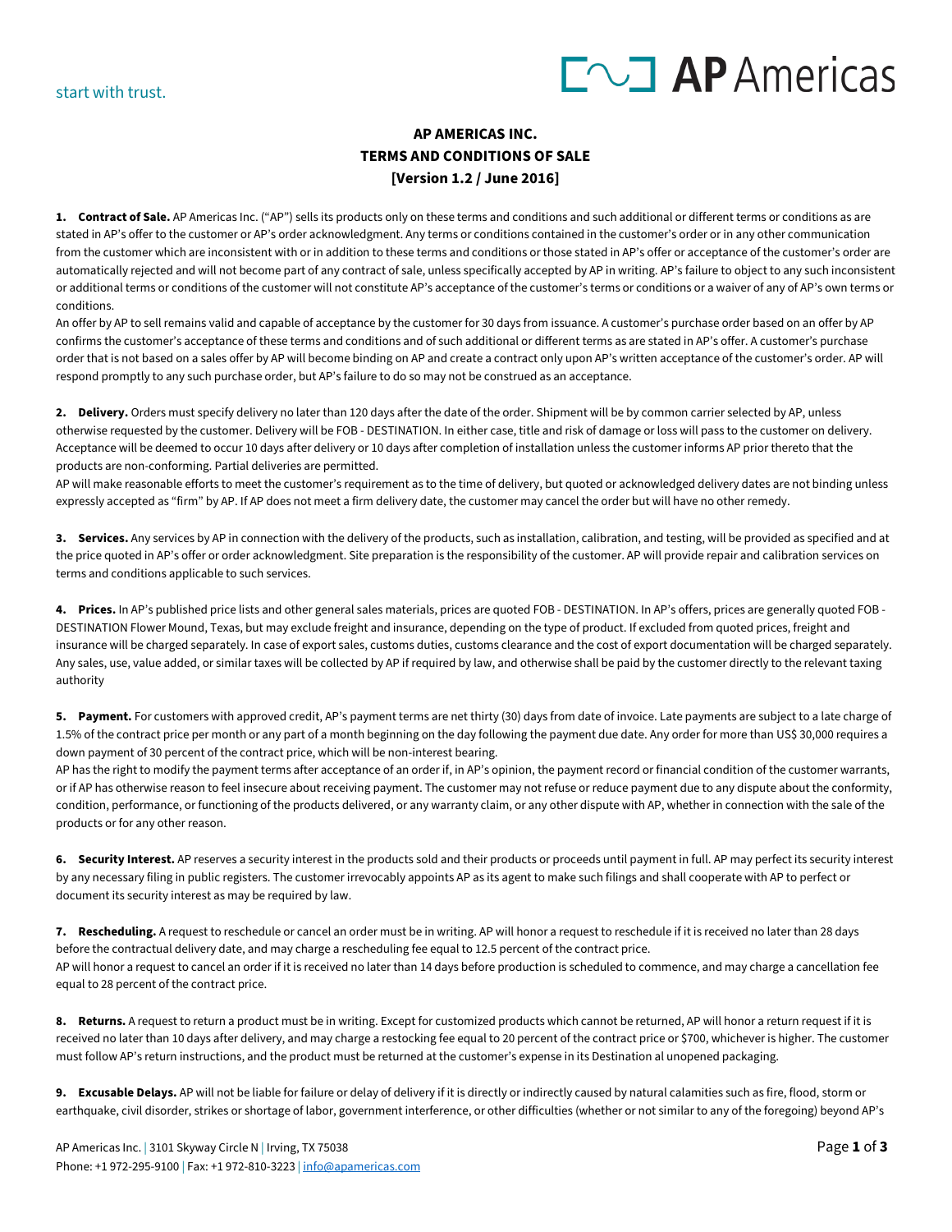start with trust.

# AP AMERICAS INC.
# TERMS AND CONDITIONS OF SALE
# [Version 1.2 / June 2016]

**1. Contract of Sale.** AP Americas Inc. ("AP") sells its products only on these terms and conditions and such additional or different terms or conditions as are stated in AP's offer to the customer or AP's order acknowledgment. Any terms or conditions contained in the customer's order or in any other communication from the customer which are inconsistent with or in addition to these terms and conditions or those stated in AP's offer or acceptance of the customer's order are automatically rejected and will not become part of any contract of sale, unless specifically accepted by AP in writing. AP's failure to object to any such inconsistent or additional terms or conditions of the customer will not constitute AP's acceptance of the customer's terms or conditions or a waiver of any of AP's own terms or conditions.

An offer by AP to sell remains valid and capable of acceptance by the customer for 30 days from issuance. A customer's purchase order based on an offer by AP confirms the customer's acceptance of these terms and conditions and of such additional or different terms as are stated in AP's offer. A customer's purchase order that is not based on a sales offer by AP will become binding on AP and create a contract only upon AP's written acceptance of the customer's order. AP will respond promptly to any such purchase order, but AP's failure to do so may not be construed as an acceptance.

**2. Delivery.** Orders must specify delivery no later than 120 days after the date of the order. Shipment will be by common carrier selected by AP, unless otherwise requested by the customer. Delivery will be FOB - DESTINATION. In either case, title and risk of damage or loss will pass to the customer on delivery. Acceptance will be deemed to occur 10 days after delivery or 10 days after completion of installation unless the customer informs AP prior thereto that the products are non-conforming. Partial deliveries are permitted.

AP will make reasonable efforts to meet the customer's requirement as to the time of delivery, but quoted or acknowledged delivery dates are not binding unless expressly accepted as "firm" by AP. If AP does not meet a firm delivery date, the customer may cancel the order but will have no other remedy.

**3. Services.** Any services by AP in connection with the delivery of the products, such as installation, calibration, and testing, will be provided as specified and at the price quoted in AP's offer or order acknowledgment. Site preparation is the responsibility of the customer. AP will provide repair and calibration services on terms and conditions applicable to such services.

**4. Prices.** In AP's published price lists and other general sales materials, prices are quoted FOB - DESTINATION. In AP's offers, prices are generally quoted FOB - DESTINATION Flower Mound, Texas, but may exclude freight and insurance, depending on the type of product. If excluded from quoted prices, freight and insurance will be charged separately. In case of export sales, customs duties, customs clearance and the cost of export documentation will be charged separately. Any sales, use, value added, or similar taxes will be collected by AP if required by law, and otherwise shall be paid by the customer directly to the relevant taxing authority

**5. Payment.** For customers with approved credit, AP's payment terms are net thirty (30) days from date of invoice. Late payments are subject to a late charge of 1.5% of the contract price per month or any part of a month beginning on the day following the payment due date. Any order for more than US$ 30,000 requires a down payment of 30 percent of the contract price, which will be non-interest bearing.

AP has the right to modify the payment terms after acceptance of an order if, in AP's opinion, the payment record or financial condition of the customer warrants, or if AP has otherwise reason to feel insecure about receiving payment. The customer may not refuse or reduce payment due to any dispute about the conformity, condition, performance, or functioning of the products delivered, or any warranty claim, or any other dispute with AP, whether in connection with the sale of the products or for any other reason.

**6. Security Interest.** AP reserves a security interest in the products sold and their products or proceeds until payment in full. AP may perfect its security interest by any necessary filing in public registers. The customer irrevocably appoints AP as its agent to make such filings and shall cooperate with AP to perfect or document its security interest as may be required by law.

**7. Rescheduling.** A request to reschedule or cancel an order must be in writing. AP will honor a request to reschedule if it is received no later than 28 days before the contractual delivery date, and may charge a rescheduling fee equal to 12.5 percent of the contract price.

AP will honor a request to cancel an order if it is received no later than 14 days before production is scheduled to commence, and may charge a cancellation fee equal to 28 percent of the contract price.

**8. Returns.** A request to return a product must be in writing. Except for customized products which cannot be returned, AP will honor a return request if it is received no later than 10 days after delivery, and may charge a restocking fee equal to 20 percent of the contract price or $700, whichever is higher. The customer must follow AP's return instructions, and the product must be returned at the customer's expense in its Destination al unopened packaging.

**9. Excusable Delays.** AP will not be liable for failure or delay of delivery if it is directly or indirectly caused by natural calamities such as fire, flood, storm or earthquake, civil disorder, strikes or shortage of labor, government interference, or other difficulties (whether or not similar to any of the foregoing) beyond AP's

AP Americas Inc. | 3101 Skyway Circle N | Irving, TX 75038
Phone: +1 972-295-9100 | Fax: +1 972-810-3223 | info@apamericas.com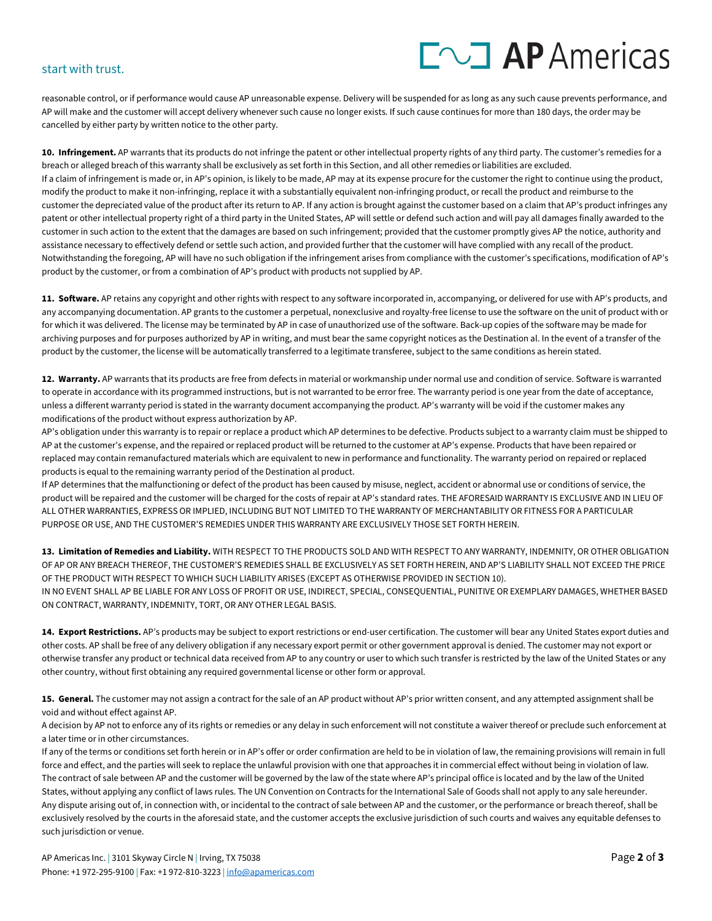reasonable control, or if performance would cause AP unreasonable expense. Delivery will be suspended for as long as any such cause prevents performance, and AP will make and the customer will accept delivery whenever such cause no longer exists. If such cause continues for more than 180 days, the order may be cancelled by either party by written notice to the other party.

**10. Infringement.** AP warrants that its products do not infringe the patent or other intellectual property rights of any third party. The customer's remedies for a breach or alleged breach of this warranty shall be exclusively as set forth in this Section, and all other remedies or liabilities are excluded.
If a claim of infringement is made or, in AP's opinion, is likely to be made, AP may at its expense procure for the customer the right to continue using the product, modify the product to make it non-infringing, replace it with a substantially equivalent non-infringing product, or recall the product and reimburse to the customer the depreciated value of the product after its return to AP. If any action is brought against the customer based on a claim that AP's product infringes any patent or other intellectual property right of a third party in the United States, AP will settle or defend such action and will pay all damages finally awarded to the customer in such action to the extent that the damages are based on such infringement; provided that the customer promptly gives AP the notice, authority and assistance necessary to effectively defend or settle such action, and provided further that the customer will have complied with any recall of the product. Notwithstanding the foregoing, AP will have no such obligation if the infringement arises from compliance with the customer's specifications, modification of AP's product by the customer, or from a combination of AP's product with products not supplied by AP.

**11. Software.** AP retains any copyright and other rights with respect to any software incorporated in, accompanying, or delivered for use with AP's products, and any accompanying documentation. AP grants to the customer a perpetual, nonexclusive and royalty-free license to use the software on the unit of product with or for which it was delivered. The license may be terminated by AP in case of unauthorized use of the software. Back-up copies of the software may be made for archiving purposes and for purposes authorized by AP in writing, and must bear the same copyright notices as the Destination al. In the event of a transfer of the product by the customer, the license will be automatically transferred to a legitimate transferee, subject to the same conditions as herein stated.

**12. Warranty.** AP warrants that its products are free from defects in material or workmanship under normal use and condition of service. Software is warranted to operate in accordance with its programmed instructions, but is not warranted to be error free. The warranty period is one year from the date of acceptance, unless a different warranty period is stated in the warranty document accompanying the product. AP's warranty will be void if the customer makes any modifications of the product without express authorization by AP.
AP's obligation under this warranty is to repair or replace a product which AP determines to be defective. Products subject to a warranty claim must be shipped to AP at the customer's expense, and the repaired or replaced product will be returned to the customer at AP's expense. Products that have been repaired or replaced may contain remanufactured materials which are equivalent to new in performance and functionality. The warranty period on repaired or replaced products is equal to the remaining warranty period of the Destination al product.
If AP determines that the malfunctioning or defect of the product has been caused by misuse, neglect, accident or abnormal use or conditions of service, the product will be repaired and the customer will be charged for the costs of repair at AP's standard rates. THE AFORESAID WARRANTY IS EXCLUSIVE AND IN LIEU OF ALL OTHER WARRANTIES, EXPRESS OR IMPLIED, INCLUDING BUT NOT LIMITED TO THE WARRANTY OF MERCHANTABILITY OR FITNESS FOR A PARTICULAR PURPOSE OR USE, AND THE CUSTOMER'S REMEDIES UNDER THIS WARRANTY ARE EXCLUSIVELY THOSE SET FORTH HEREIN.

**13. Limitation of Remedies and Liability.** WITH RESPECT TO THE PRODUCTS SOLD AND WITH RESPECT TO ANY WARRANTY, INDEMNITY, OR OTHER OBLIGATION OF AP OR ANY BREACH THEREOF, THE CUSTOMER'S REMEDIES SHALL BE EXCLUSIVELY AS SET FORTH HEREIN, AND AP'S LIABILITY SHALL NOT EXCEED THE PRICE OF THE PRODUCT WITH RESPECT TO WHICH SUCH LIABILITY ARISES (EXCEPT AS OTHERWISE PROVIDED IN SECTION 10).
IN NO EVENT SHALL AP BE LIABLE FOR ANY LOSS OF PROFIT OR USE, INDIRECT, SPECIAL, CONSEQUENTIAL, PUNITIVE OR EXEMPLARY DAMAGES, WHETHER BASED ON CONTRACT, WARRANTY, INDEMNITY, TORT, OR ANY OTHER LEGAL BASIS.

**14. Export Restrictions.** AP's products may be subject to export restrictions or end-user certification. The customer will bear any United States export duties and other costs. AP shall be free of any delivery obligation if any necessary export permit or other government approval is denied. The customer may not export or otherwise transfer any product or technical data received from AP to any country or user to which such transfer is restricted by the law of the United States or any other country, without first obtaining any required governmental license or other form or approval.

**15. General.** The customer may not assign a contract for the sale of an AP product without AP's prior written consent, and any attempted assignment shall be void and without effect against AP.
A decision by AP not to enforce any of its rights or remedies or any delay in such enforcement will not constitute a waiver thereof or preclude such enforcement at a later time or in other circumstances.
If any of the terms or conditions set forth herein or in AP's offer or order confirmation are held to be in violation of law, the remaining provisions will remain in full force and effect, and the parties will seek to replace the unlawful provision with one that approaches it in commercial effect without being in violation of law.
The contract of sale between AP and the customer will be governed by the law of the state where AP's principal office is located and by the law of the United States, without applying any conflict of laws rules. The UN Convention on Contracts for the International Sale of Goods shall not apply to any sale hereunder.
Any dispute arising out of, in connection with, or incidental to the contract of sale between AP and the customer, or the performance or breach thereof, shall be exclusively resolved by the courts in the aforesaid state, and the customer accepts the exclusive jurisdiction of such courts and waives any equitable defenses to such jurisdiction or venue.